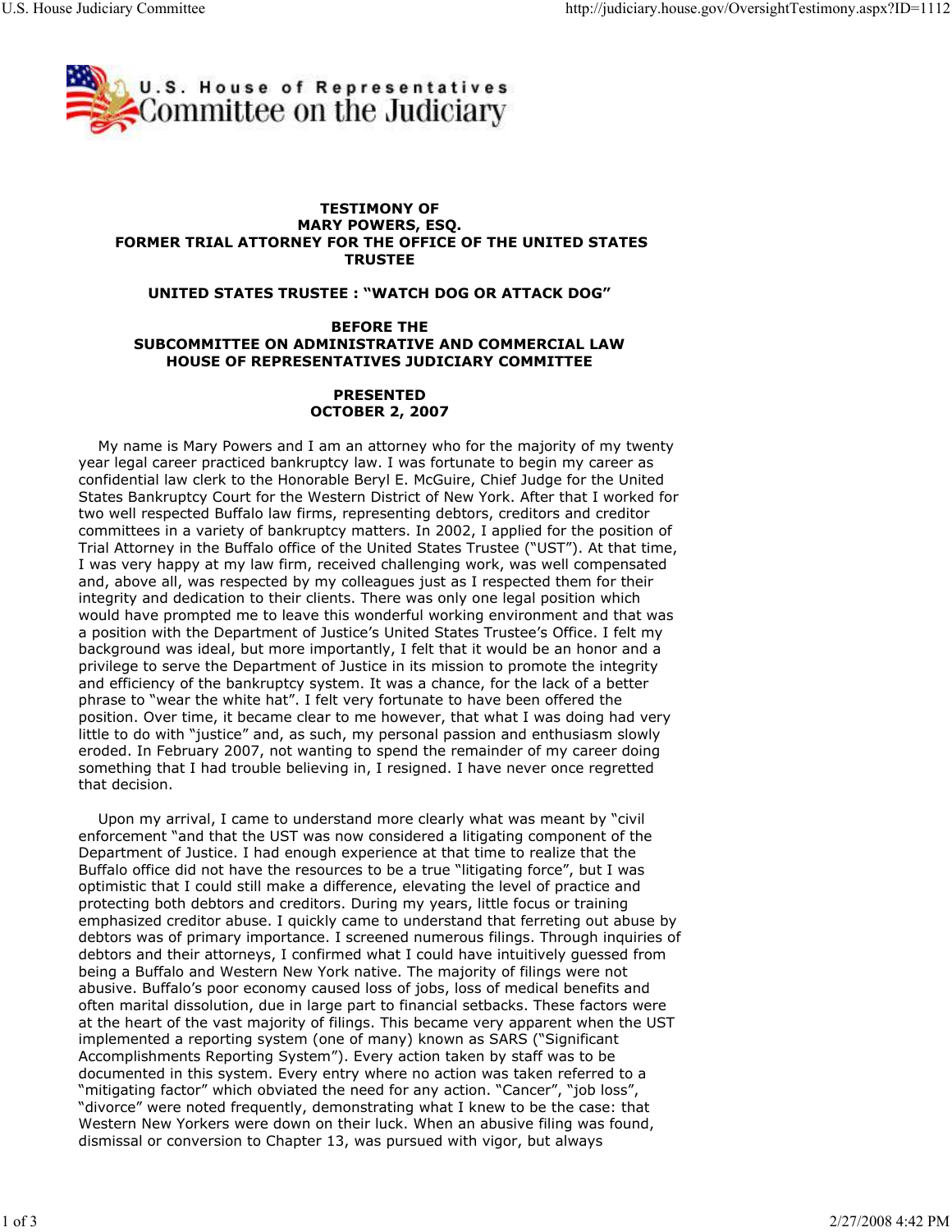U.S. House of Representatives Committee on the Judiciary

**TESTIMONY OF**
**MARY POWERS, ESQ.**
**FORMER TRIAL ATTORNEY FOR THE OFFICE OF THE UNITED STATES TRUSTEE**

**UNITED STATES TRUSTEE : "WATCH DOG OR ATTACK DOG"**

**BEFORE THE**
**SUBCOMMITTEE ON ADMINISTRATIVE AND COMMERCIAL LAW**
**HOUSE OF REPRESENTATIVES JUDICIARY COMMITTEE**

**PRESENTED**
**OCTOBER 2, 2007**

My name is Mary Powers and I am an attorney who for the majority of my twenty year legal career practiced bankruptcy law. I was fortunate to begin my career as confidential law clerk to the Honorable Beryl E. McGuire, Chief Judge for the United States Bankruptcy Court for the Western District of New York. After that I worked for two well respected Buffalo law firms, representing debtors, creditors and creditor committees in a variety of bankruptcy matters. In 2002, I applied for the position of Trial Attorney in the Buffalo office of the United States Trustee ("UST"). At that time, I was very happy at my law firm, received challenging work, was well compensated and, above all, was respected by my colleagues just as I respected them for their integrity and dedication to their clients. There was only one legal position which would have prompted me to leave this wonderful working environment and that was a position with the Department of Justice's United States Trustee's Office. I felt my background was ideal, but more importantly, I felt that it would be an honor and a privilege to serve the Department of Justice in its mission to promote the integrity and efficiency of the bankruptcy system. It was a chance, for the lack of a better phrase to "wear the white hat". I felt very fortunate to have been offered the position. Over time, it became clear to me however, that what I was doing had very little to do with "justice" and, as such, my personal passion and enthusiasm slowly eroded. In February 2007, not wanting to spend the remainder of my career doing something that I had trouble believing in, I resigned. I have never once regretted that decision.

Upon my arrival, I came to understand more clearly what was meant by "civil enforcement "and that the UST was now considered a litigating component of the Department of Justice. I had enough experience at that time to realize that the Buffalo office did not have the resources to be a true "litigating force", but I was optimistic that I could still make a difference, elevating the level of practice and protecting both debtors and creditors. During my years, little focus or training emphasized creditor abuse. I quickly came to understand that ferreting out abuse by debtors was of primary importance. I screened numerous filings. Through inquiries of debtors and their attorneys, I confirmed what I could have intuitively guessed from being a Buffalo and Western New York native. The majority of filings were not abusive. Buffalo's poor economy caused loss of jobs, loss of medical benefits and often marital dissolution, due in large part to financial setbacks. These factors were at the heart of the vast majority of filings. This became very apparent when the UST implemented a reporting system (one of many) known as SARS ("Significant Accomplishments Reporting System"). Every action taken by staff was to be documented in this system. Every entry where no action was taken referred to a "mitigating factor" which obviated the need for any action. "Cancer", "job loss", "divorce" were noted frequently, demonstrating what I knew to be the case: that Western New Yorkers were down on their luck. When an abusive filing was found, dismissal or conversion to Chapter 13, was pursued with vigor, but always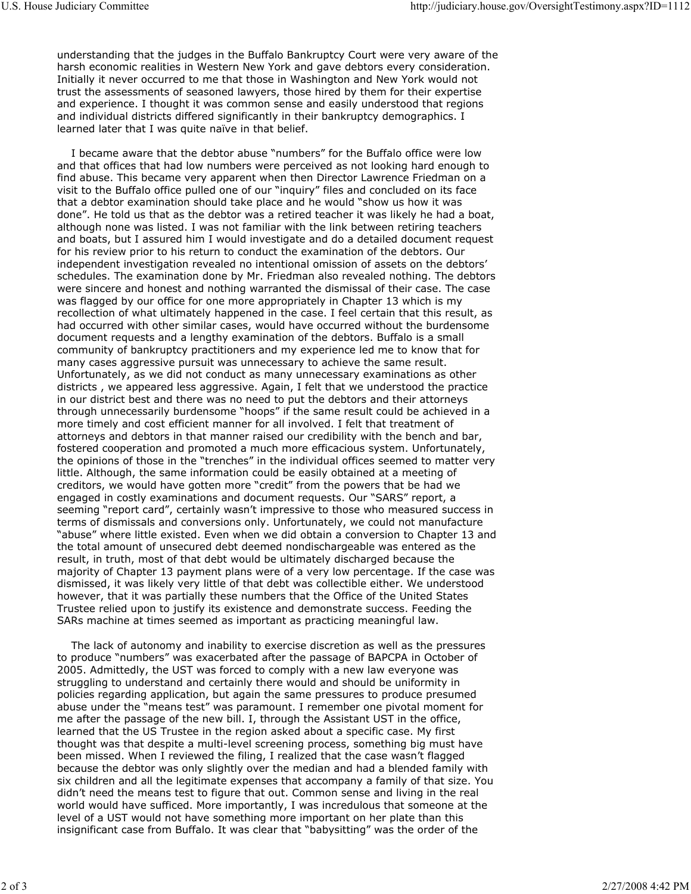understanding that the judges in the Buffalo Bankruptcy Court were very aware of the harsh economic realities in Western New York and gave debtors every consideration. Initially it never occurred to me that those in Washington and New York would not trust the assessments of seasoned lawyers, those hired by them for their expertise and experience. I thought it was common sense and easily understood that regions and individual districts differed significantly in their bankruptcy demographics. I learned later that I was quite naïve in that belief.

I became aware that the debtor abuse "numbers" for the Buffalo office were low and that offices that had low numbers were perceived as not looking hard enough to find abuse. This became very apparent when then Director Lawrence Friedman on a visit to the Buffalo office pulled one of our "inquiry" files and concluded on its face that a debtor examination should take place and he would "show us how it was done". He told us that as the debtor was a retired teacher it was likely he had a boat, although none was listed. I was not familiar with the link between retiring teachers and boats, but I assured him I would investigate and do a detailed document request for his review prior to his return to conduct the examination of the debtors. Our independent investigation revealed no intentional omission of assets on the debtors' schedules. The examination done by Mr. Friedman also revealed nothing. The debtors were sincere and honest and nothing warranted the dismissal of their case. The case was flagged by our office for one more appropriately in Chapter 13 which is my recollection of what ultimately happened in the case. I feel certain that this result, as had occurred with other similar cases, would have occurred without the burdensome document requests and a lengthy examination of the debtors. Buffalo is a small community of bankruptcy practitioners and my experience led me to know that for many cases aggressive pursuit was unnecessary to achieve the same result. Unfortunately, as we did not conduct as many unnecessary examinations as other districts , we appeared less aggressive. Again, I felt that we understood the practice in our district best and there was no need to put the debtors and their attorneys through unnecessarily burdensome "hoops" if the same result could be achieved in a more timely and cost efficient manner for all involved. I felt that treatment of attorneys and debtors in that manner raised our credibility with the bench and bar, fostered cooperation and promoted a much more efficacious system. Unfortunately, the opinions of those in the "trenches" in the individual offices seemed to matter very little. Although, the same information could be easily obtained at a meeting of creditors, we would have gotten more "credit" from the powers that be had we engaged in costly examinations and document requests. Our "SARS" report, a seeming "report card", certainly wasn't impressive to those who measured success in terms of dismissals and conversions only. Unfortunately, we could not manufacture "abuse" where little existed. Even when we did obtain a conversion to Chapter 13 and the total amount of unsecured debt deemed nondischargeable was entered as the result, in truth, most of that debt would be ultimately discharged because the majority of Chapter 13 payment plans were of a very low percentage. If the case was dismissed, it was likely very little of that debt was collectible either. We understood however, that it was partially these numbers that the Office of the United States Trustee relied upon to justify its existence and demonstrate success. Feeding the SARs machine at times seemed as important as practicing meaningful law.

The lack of autonomy and inability to exercise discretion as well as the pressures to produce "numbers" was exacerbated after the passage of BAPCPA in October of 2005. Admittedly, the UST was forced to comply with a new law everyone was struggling to understand and certainly there would and should be uniformity in policies regarding application, but again the same pressures to produce presumed abuse under the "means test" was paramount. I remember one pivotal moment for me after the passage of the new bill. I, through the Assistant UST in the office, learned that the US Trustee in the region asked about a specific case. My first thought was that despite a multi-level screening process, something big must have been missed. When I reviewed the filing, I realized that the case wasn't flagged because the debtor was only slightly over the median and had a blended family with six children and all the legitimate expenses that accompany a family of that size. You didn't need the means test to figure that out. Common sense and living in the real world would have sufficed. More importantly, I was incredulous that someone at the level of a UST would not have something more important on her plate than this insignificant case from Buffalo. It was clear that "babysitting" was the order of the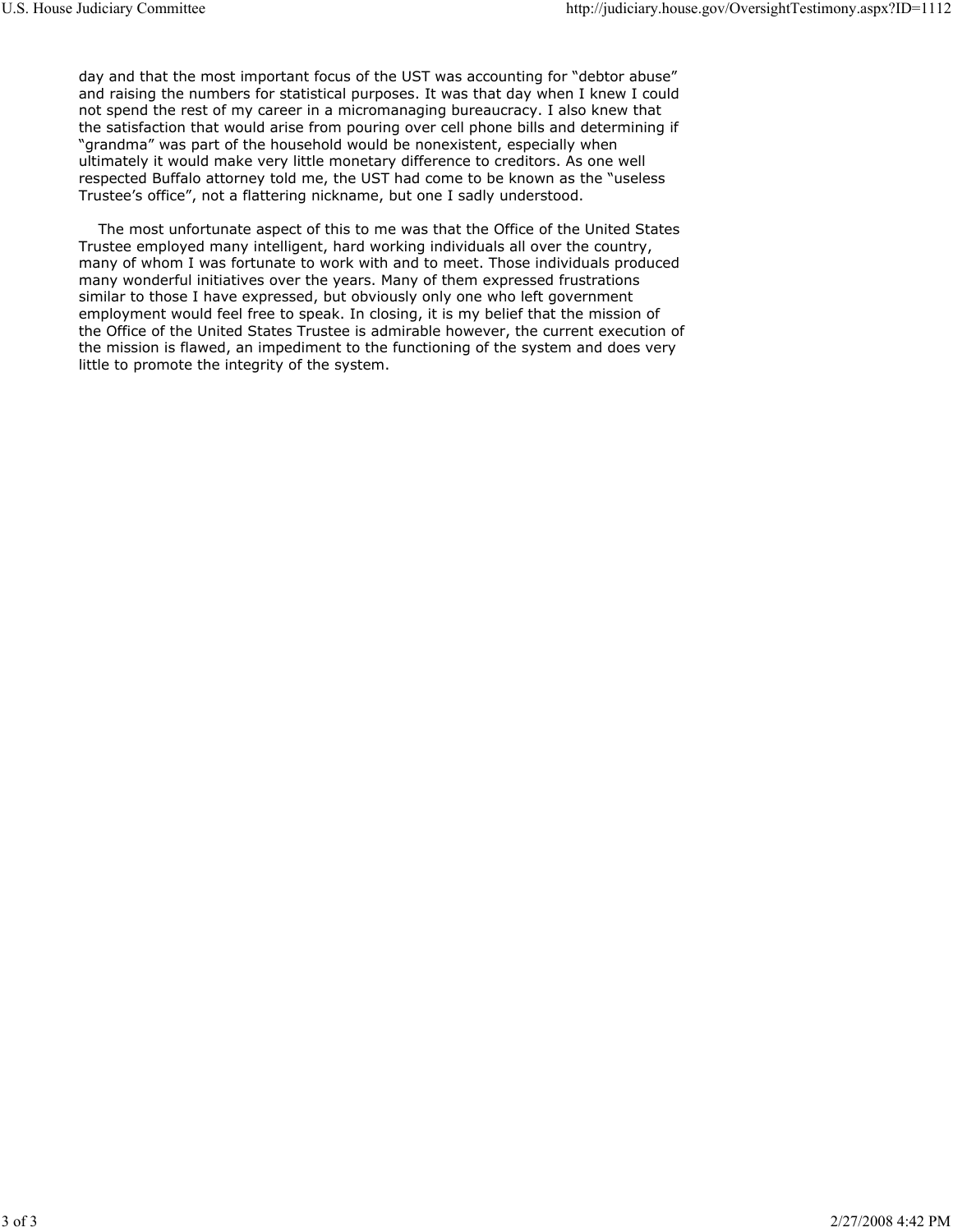day and that the most important focus of the UST was accounting for “debtor abuse” and raising the numbers for statistical purposes. It was that day when I knew I could not spend the rest of my career in a micromanaging bureaucracy. I also knew that the satisfaction that would arise from pouring over cell phone bills and determining if “grandma” was part of the household would be nonexistent, especially when ultimately it would make very little monetary difference to creditors. As one well respected Buffalo attorney told me, the UST had come to be known as the “useless Trustee’s office”, not a flattering nickname, but one I sadly understood.

The most unfortunate aspect of this to me was that the Office of the United States Trustee employed many intelligent, hard working individuals all over the country, many of whom I was fortunate to work with and to meet. Those individuals produced many wonderful initiatives over the years. Many of them expressed frustrations similar to those I have expressed, but obviously only one who left government employment would feel free to speak. In closing, it is my belief that the mission of the Office of the United States Trustee is admirable however, the current execution of the mission is flawed, an impediment to the functioning of the system and does very little to promote the integrity of the system.